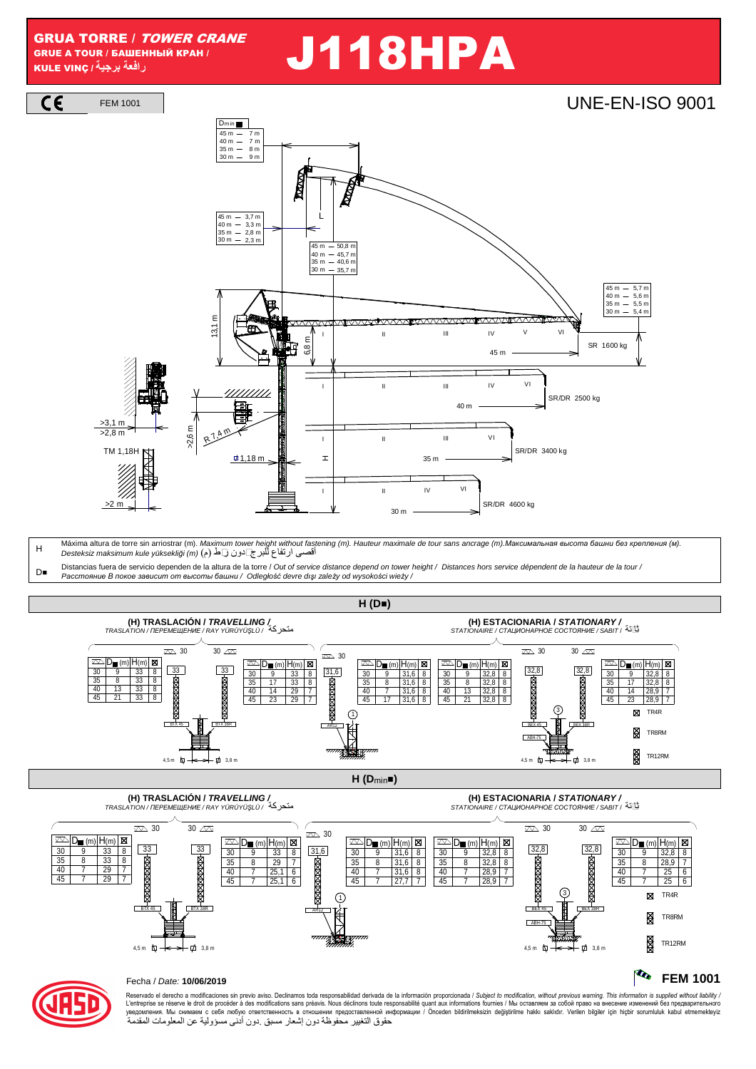# GRUA TORRE / *TOWER CRANE*

GRUE A TOUR / БАШЕННЫЙ КРАН / KULE VINÇ / رافعة برجية

# J118HPA

CE FEM 1001

UNE-EN-ISO 9001

| Dmin ■ | |
|---|---|
| 45 m | 7 m |
| 40 m | 7 m |
| 35 m | 8 m |
| 30 m | 9 m |

| | |
|---|---|
| 45 m | 3,7 m |
| 40 m | 3,3 m |
| 35 m | 2,8 m |
| 30 m | 2,3 m |

| | |
|---|---|
| 45 m | 50,8 m |
| 40 m | 45,7 m |
| 35 m | 40,6 m |
| 30 m | 35,7 m |

| | |
|---|---|
| 45 m | 5,7 m |
| 40 m | 5,6 m |
| 35 m | 5,5 m |
| 30 m | 5,4 m |

- 45 m — SR 1600 kg
- 40 m — SR/DR 2500 kg
- 35 m — SR/DR 3400 kg
- 30 m — SR/DR 4600 kg

13,1 m; 6,8 m; >3,1 m; >2,8 m; TM 1,18H; >2 m; >2,6 m; R 7,4 m; 1,18 m

H — Máxima altura de torre sin arriostrar (m). *Maximum tower height without fastening (m). Hauteur maximale de tour sans ancrage (m).Максимальная высота башни без крепления (м). Desteksiz maksimum kule yüksekliği (m)* (م) أقصى ارتفاع للبرج دون رباط

D■ — Distancias fuera de servicio dependen de la altura de la torre / *Out of service distance depend on tower height / Distances hors service dépendent de la hauteur de la tour / Расстояние В покое зависит от высоты башни / Odległość devre dışı zależy od wysokości wieży /*

## H (D■)

### (H) TRASLACIÓN / *TRAVELLING* / TRASLATION / ПЕРЕМЕЩЕНИЕ / RAY YÜRÜYÜŞLÜ / متحركة

30 (BTX 45) — 33 / 30 (BTX 38R) — 33

| | D■ (m) | H(m) | ⊠ |
|---|---|---|---|
| 30 | 9 | 33 | 8 |
| 35 | 8 | 33 | 8 |
| 40 | 13 | 33 | 8 |
| 45 | 21 | 33 | 8 |

| | D■ (m) | H(m) | ⊠ |
|---|---|---|---|
| 30 | 9 | 33 | 8 |
| 35 | 17 | 33 | 8 |
| 40 | 14 | 29 | 7 |
| 45 | 23 | 29 | 7 |

4,5 m — 3,8 m

### (H) ESTACIONARIA / *STATIONARY* / STATIONAIRE / СТАЦИОНАРНОЕ СОСТОЯНИЕ / SABIT / ثابتة

30 — 31,6 (AR12) ①

| | D■ (m) | H(m) | ⊠ |
|---|---|---|---|
| 30 | 9 | 31,6 | 8 |
| 35 | 8 | 31,6 | 8 |
| 40 | 7 | 31,6 | 8 |
| 45 | 17 | 31,6 | 8 |

30 (BEX 45) — 32,8 / 30 (BEX 38R) — 32,8 — ABH-75 ③

| | D■ (m) | H(m) | ⊠ |
|---|---|---|---|
| 30 | 9 | 32,8 | 8 |
| 35 | 8 | 32,8 | 8 |
| 40 | 13 | 32,8 | 8 |
| 45 | 21 | 32,8 | 8 |

| | D■ (m) | H(m) | ⊠ |
|---|---|---|---|
| 30 | 9 | 32,8 | 8 |
| 35 | 17 | 32,8 | 8 |
| 40 | 14 | 28,9 | 7 |
| 45 | 23 | 28,9 | 7 |

4,5 m — 3,8 m

⊠ TR4R · TR8RM · TR12RM

## H (Dmin■)

### (H) TRASLACIÓN / *TRAVELLING* / TRASLATION / ПЕРЕМЕЩЕНИЕ / RAY YÜRÜYÜŞLÜ / متحركة

30 (BTX 45) — 33 / 30 (BTX 38R) — 33

| | D■ (m) | H(m) | ⊠ |
|---|---|---|---|
| 30 | 9 | 33 | 8 |
| 35 | 8 | 33 | 8 |
| 40 | 7 | 29 | 7 |
| 45 | 7 | 29 | 7 |

| | D■ (m) | H(m) | ⊠ |
|---|---|---|---|
| 30 | 9 | 33 | 8 |
| 35 | 8 | 29 | 7 |
| 40 | 7 | 25,1 | 6 |
| 45 | 7 | 25,1 | 6 |

4,5 m — 3,8 m

### (H) ESTACIONARIA / *STATIONARY* / STATIONAIRE / СТАЦИОНАРНОЕ СОСТОЯНИЕ / SABIT / ثابتة

30 — 31,6 (AR12) ①

| | D■ (m) | H(m) | ⊠ |
|---|---|---|---|
| 30 | 9 | 31,6 | 8 |
| 35 | 8 | 31,6 | 8 |
| 40 | 7 | 31,6 | 8 |
| 45 | 7 | 27,7 | 7 |

30 (BEX 45) — 32,8 / 30 (BEX 38R) — 32,8 — ABH-75 ③

| | D■ (m) | H(m) | ⊠ |
|---|---|---|---|
| 30 | 9 | 32,8 | 8 |
| 35 | 8 | 32,8 | 8 |
| 40 | 7 | 28,9 | 7 |
| 45 | 7 | 28,9 | 7 |

| | D■ (m) | H(m) | ⊠ |
|---|---|---|---|
| 30 | 9 | 32,8 | 8 |
| 35 | 8 | 28,9 | 7 |
| 40 | 7 | 25 | 6 |
| 45 | 7 | 25 | 6 |

4,5 m — 3,8 m

⊠ TR4R · TR8RM · TR12RM

Fecha / *Date:* **10/06/2019**

**FEM 1001**

Reservado el derecho a modificaciones sin previo aviso. Declinamos toda responsabilidad derivada de la información proporcionada / *Subject to modification, without previous warning. This information is supplied without liability* / L'entreprise se réserve le droit de procéder à des modifications sans préavis. Nous déclinons toute responsabilité quant aux informations fournies / Мы оставляем за собой право на внесение изменений без предварительного уведомления. Мы снимаем с себя любую ответственность в отношении предоставленной информации / Önceden bildirilmeksizin değiştirilme hakkı saklıdır. Verilen bilgiler için hiçbir sorumluluk kabul etmemekteyiz
حقوق التغيير محفوظة دون إشعار مسبق .دون أدنى مسؤولية عن المعلومات المقدمة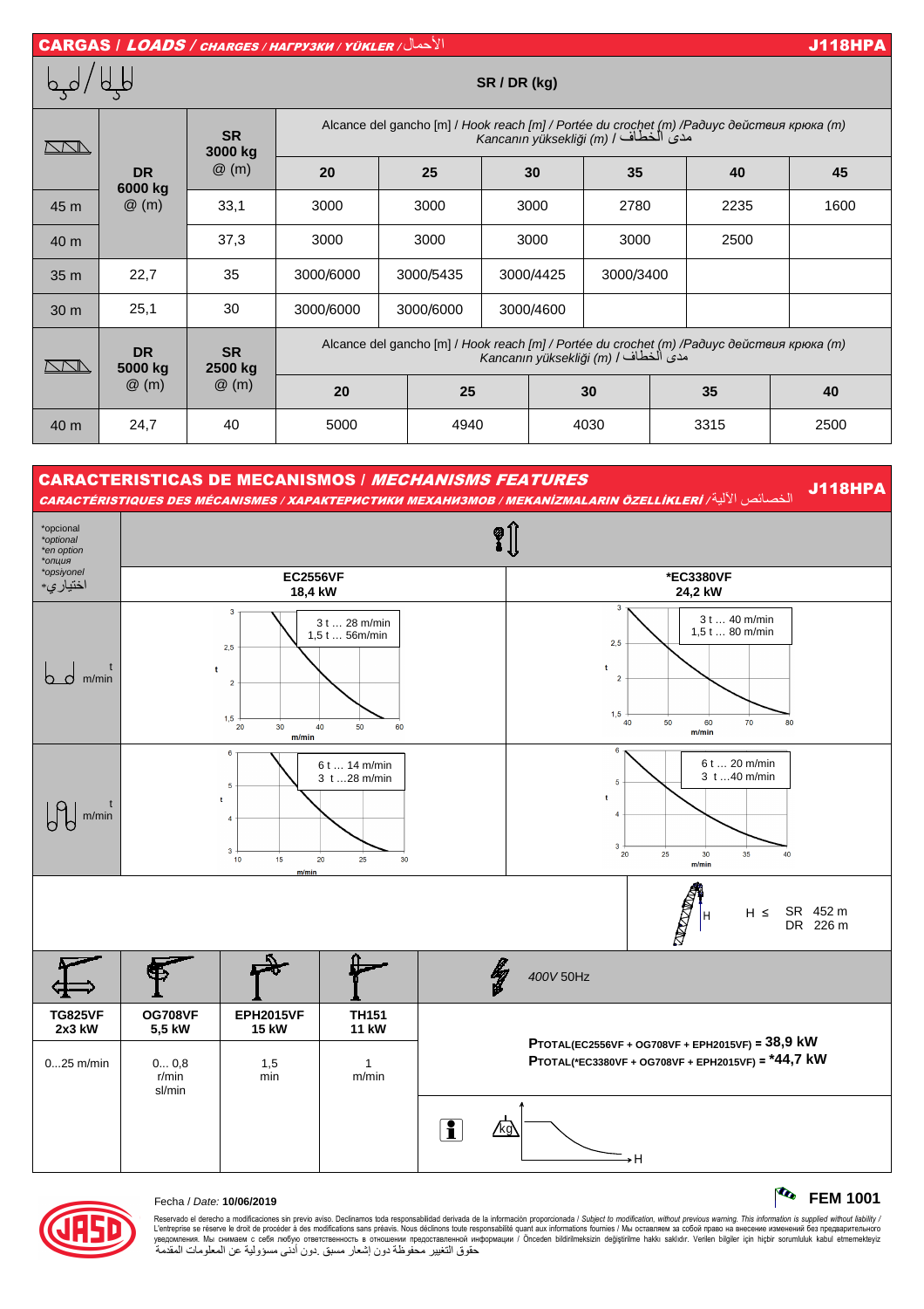## CARGAS / *LOADS* / *CHARGES* / *НАГРУЗКИ* / *YÜKLER* / الأحمال — J118HPA

SR / DR (kg)

| | DR 6000 kg @ (m) | SR 3000 kg @ (m) | Alcance del gancho [m] / *Hook reach [m]* / *Portée du crochet (m)* / *Радиус действия крюка (m)* / *Kancanın yüksekliği (m)* / مدى الخطاف | | | | | |
|---|---|---|---|---|---|---|---|---|
| | | | 20 | 25 | 30 | 35 | 40 | 45 |
| 45 m | | 33,1 | 3000 | 3000 | 3000 | 2780 | 2235 | 1600 |
| 40 m | | 37,3 | 3000 | 3000 | 3000 | 3000 | 2500 | |
| 35 m | 22,7 | 35 | 3000/6000 | 3000/5435 | 3000/4425 | 3000/3400 | | |
| 30 m | 25,1 | 30 | 3000/6000 | 3000/6000 | 3000/4600 | | | |

| | DR 5000 kg @ (m) | SR 2500 kg @ (m) | Alcance del gancho [m] / *Hook reach [m]* / *Portée du crochet (m)* / *Радиус действия крюка (m)* / *Kancanın yüksekliği (m)* / مدى الخطاف | | | | |
|---|---|---|---|---|---|---|---|
| | | | 20 | 25 | 30 | 35 | 40 |
| 40 m | 24,7 | 40 | 5000 | 4940 | 4030 | 3315 | 2500 |

## CARACTERISTICAS DE MECANISMOS / *MECHANISMS FEATURES* — J118HPA

*CARACTÉRISTIQUES DES MÉCANISMES / ХАРАКТЕРИСТИКИ МЕХАНИЗМОВ / MEKANİZMALARIN ÖZELLİKLERİ / الخصائص الآلية*

*opcional / *optional / *en option / *опция / *opsiyonel / اختياري*

| | EC2556VF 18,4 kW | *EC3380VF 24,2 kW |
|---|---|---|
| SR t m/min | 3 t … 28 m/min; 1,5 t … 56m/min | 3 t … 40 m/min; 1,5 t … 80 m/min |
| DR t m/min | 6 t … 14 m/min; 3 t …28 m/min | 6 t … 20 m/min; 3 t …40 m/min |

H ≤ SR 452 m; DR 226 m

| TG825VF 2x3 kW | OG708VF 5,5 kW | EPH2015VF 15 kW | TH151 11 kW |
|---|---|---|---|
| 0…25 m/min | 0… 0,8 r/min sl/min | 1,5 min | 1 m/min |

*400V* 50Hz

**P**TOTAL(EC2556VF + OG708VF + EPH2015VF) = **38,9 kW**

**P**TOTAL(*EC3380VF + OG708VF + EPH2015VF) = ***44,7 kW**

Fecha / *Date:* **10/06/2019**

**FEM 1001**

Reservado el derecho a modificaciones sin previo aviso. Declinamos toda responsabilidad derivada de la información proporcionada / *Subject to modification, without previous warning. This information is supplied without liability /* L'entreprise se réserve le droit de procéder à des modifications sans préavis. Nous déclinons toute responsabilité quant aux informations fournies / Мы оставляем за собой право на внесение изменений без предварительного уведомления. Мы снимаем с себя любую ответственность в отношении предоставленной информации / Önceden bildirilmeksizin değiştirilme hakkı saklıdır. Verilen bilgiler için hiçbir sorumluluk kabul etmemekteyiz
حقوق التغيير محفوظة دون إشعار مسبق .دون أدنى مسؤولية عن المعلومات المقدمة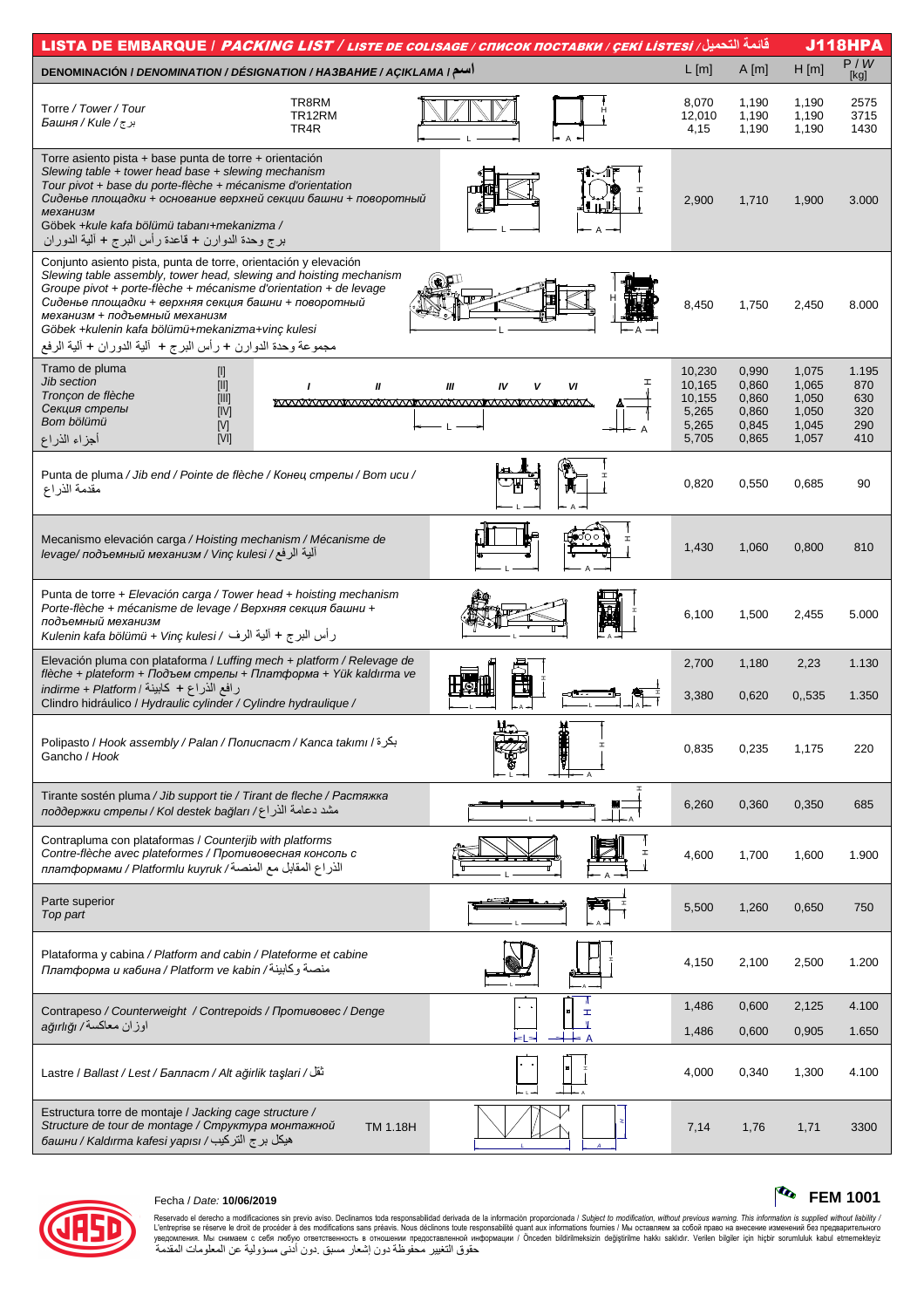# LISTA DE EMBARQUE / *PACKING LIST* / *LISTE DE COLISAGE* / *СПИСОК ПОСТАВКИ* / *ÇEKİ LİSTESİ* / قائمة التحميل — J118HPA

| DENOMINACIÓN / *DENOMINATION* / *DÉSIGNATION* / *НАЗВАНИЕ* / *AÇIKLAMA* / اسم | | L [m] | A [m] | H [m] | P / *W* [kg] |
|---|---|---|---|---|---|
| Torre / *Tower* / *Tour* / *Башня* / *Kule* / برج | TR8RM<br>TR12RM<br>TR4R | 8,070<br>12,010<br>4,15 | 1,190<br>1,190<br>1,190 | 1,190<br>1,190<br>1,190 | 2575<br>3715<br>1430 |
| Torre asiento pista + base punta de torre + orientación<br>*Slewing table + tower head base + slewing mechanism*<br>*Tour pivot + base du porte-flèche + mécanisme d'orientation*<br>*Сиденье площадки + основание верхней секции башни + поворотный механизм*<br>Göbek +*kule kafa bölümü tabanı+mekanizma* /<br>برج وحدة الدوران + قاعدة رأس البرج + آلية الدوران | | 2,900 | 1,710 | 1,900 | 3.000 |
| Conjunto asiento pista, punta de torre, orientación y elevación<br>*Slewing table assembly, tower head, slewing and hoisting mechanism*<br>*Groupe pivot + porte-flèche + mécanisme d'orientation + de levage*<br>*Сиденье площадки + верхняя секция башни + поворотный механизм + подъемный механизм*<br>*Göbek +kulenin kafa bölümü+mekanizma+vinç kulesi*<br>مجموعة وحدة الدوارن + رأس البرج + آلية الدوران + آلية الرفع | | 8,450 | 1,750 | 2,450 | 8.000 |
| Tramo de pluma / *Jib section* / *Tronçon de flèche* / *Секция стрелы* / *Bom bölümü* / أجزاء الذراع | [I]<br>[II]<br>[III]<br>[IV]<br>[V]<br>[VI] | 10,230<br>10,165<br>10,155<br>5,265<br>5,265<br>5,705 | 0,990<br>0,860<br>0,860<br>0,860<br>0,845<br>0,865 | 1,075<br>1,065<br>1,050<br>1,050<br>1,045<br>1,057 | 1.195<br>870<br>630<br>320<br>290<br>410 |
| Punta de pluma / *Jib end* / *Pointe de flèche* / *Конец стрелы* / *Bom ucu* / مقدمة الذراع | | 0,820 | 0,550 | 0,685 | 90 |
| Mecanismo elevación carga / *Hoisting mechanism* / *Mécanisme de levage*/ *подъемный механизм* / *Vinç kulesi* / آلية الرفع | | 1,430 | 1,060 | 0,800 | 810 |
| Punta de torre + *Elevación carga* / *Tower head + hoisting mechanism*<br>*Porte-flèche + mécanisme de levage* / *Верхняя секция башни + подъемный механизм*<br>*Kulenin kafa bölümü + Vinç kulesi* / رأس البرج + آلية الرف | | 6,100 | 1,500 | 2,455 | 5.000 |
| Elevación pluma con plataforma / *Luffing mech + platform* / *Relevage de flèche + plateforme* + *Подъем стрелы + Платформа* + *Yük kaldırma ve indirme + Platform* / رافع الذراع + كابينة | | 2,700 | 1,180 | 2,23 | 1.130 |
| Clindro hidráulico / *Hydraulic cylinder* / *Cylindre hydraulique* / | | 3,380 | 0,620 | 0,,535 | 1.350 |
| Polipasto / *Hook assembly* / *Palan* / *Полиспаст* / *Kanca takımı* / بكرة<br>Gancho / *Hook* | | 0,835 | 0,235 | 1,175 | 220 |
| Tirante sostén pluma / *Jib support tie* / *Tirant de fleche* / *Растяжка поддержки стрелы* / *Kol destek bağları* / شد دعامة الذراع | | 6,260 | 0,360 | 0,350 | 685 |
| Contrapluma con plataformas / *Counterjib with platforms*<br>*Contre-flèche avec plateformes* / *Противовесная консоль с платформами* / *Platformlu kuyruk* / الذراع المقابل مع المنصة | | 4,600 | 1,700 | 1,600 | 1.900 |
| Parte superior<br>*Top part* | | 5,500 | 1,260 | 0,650 | 750 |
| Plataforma y cabina / *Platform and cabin* / *Plateforme et cabine*<br>*Платформа и кабина* / *Platform ve kabin* / منصة وكابينة | | 4,150 | 2,100 | 2,500 | 1.200 |
| Contrapeso / *Counterweight* / *Contrepoids* / *Противовес* / *Denge ağırlığı* / اوزان معاكسة | | 1,486<br>1,486 | 0,600<br>0,600 | 2,125<br>0,905 | 4.100<br>1.650 |
| Lastre / *Ballast* / *Lest* / *Балласт* / *Alt ağirlik taşlari* / ثقل | | 4,000 | 0,340 | 1,300 | 4.100 |
| Estructura torre de montaje / *Jacking cage structure* / *Structure de tour de montage* / *Структура монтажной башни* / *Kaldırma kafesi yapısı* / هيكل برج التركيب | TM 1.18H | 7,14 | 1,76 | 1,71 | 3300 |

Fecha / *Date:* **10/06/2019**

**FEM 1001**

Reservado el derecho a modificaciones sin previo aviso. Declinamos toda responsabilidad derivada de la información proporcionada / *Subject to modification, without previous warning. This information is supplied without liability* / L'entreprise se réserve le droit de procéder à des modifications sans préavis. Nous déclinons toute responsabilité quant aux informations fournies / Мы оставляем за собой право на внесение изменений без предварительного уведомления. Мы снимаем с себя любую ответственность в отношении предоставленной информации / Önceden bildirilmeksizin değiştirilme hakkı saklıdır. Verilen bilgiler için hiçbir sorumluluk kabul etmemekteyiz
حقوق التغيير محفوظة دون إشعار مسبق .دون أدنى مسؤولية عن المعلومات المقدمة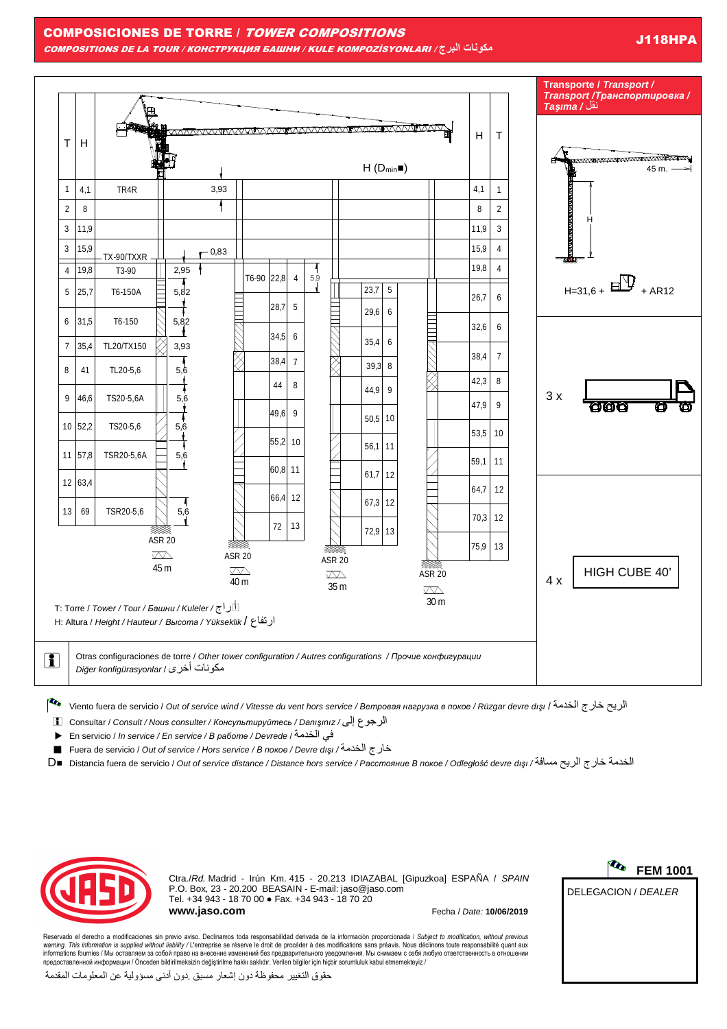# COMPOSICIONES DE TORRE / *TOWER COMPOSITIONS*

***COMPOSITIONS DE LA TOUR / КОНСТРУКЦИЯ БАШНИ / KULE KOMPOZİSYONLARI /*** مكونات البرج

**J118HPA**

| T | H | | | | H | T | | H | T | | H | T |
|---|---|---|---|---|---|---|---|---|---|---|---|---|
| 1 | 4,1 | TR4R | 3,93 | | | | | | | | 4,1 | 1 |
| 2 | 8 | | | | | | | | | | 8 | 2 |
| 3 | 11,9 | | | | | | | | | | 11,9 | 3 |
| 3 | 15,9 | TX-90/TXXR | 0,83 | | | | | | | | 15,9 | 4 |
| 4 | 19,8 | T3-90 | 2,95 | T6-90 | 22,8 | 4 | 5,9 | | | | 19,8 | 4 |
| 5 | 25,7 | T6-150A | 5,82 | | 28,7 | 5 | | 23,7 | 5 | | 26,7 | 6 |
| 6 | 31,5 | T6-150 | 5,82 | | 34,5 | 6 | | 29,6 | 6 | | 32,6 | 6 |
| 7 | 35,4 | TL20/TX150 | 3,93 | | 38,4 | 7 | | 35,4 | 6 | | 38,4 | 7 |
| 8 | 41 | TL20-5,6 | 5,6 | | 44 | 8 | | 39,3 | 8 | | 42,3 | 8 |
| 9 | 46,6 | TS20-5,6A | 5,6 | | 49,6 | 9 | | 44,9 | 9 | | 47,9 | 9 |
| 10 | 52,2 | TS20-5,6 | 5,6 | | 55,2 | 10 | | 50,5 | 10 | | 53,5 | 10 |
| 11 | 57,8 | TSR20-5,6A | 5,6 | | 60,8 | 11 | | 56,1 | 11 | | 59,1 | 11 |
| 12 | 63,4 | | | | 66,4 | 12 | | 61,7 | 12 | | 64,7 | 12 |
| 13 | 69 | TSR20-5,6 | 5,6 | | 72 | 13 | | 67,3 | 12 | | 70,3 | 12 |
| | | | | | | | | 72,9 | 13 | | 75,9 | 13 |
| | | ASR 20 / 45 m | | | ASR 20 / 40 m | | | ASR 20 / 35 m | | | ASR 20 / 30 m | |

H (Dmin■)

T: Torre / *Tower / Tour / Башни / Kuleler /* أبراج
H: Altura / *Height / Hauteur / Высома / Yükseklik* / ارتفاع

Otras configuraciones de torre / *Other tower configuration / Autres configurations / Прочие конфигурации Diğer konfigürasyonlar /* مكونات أخرى

**Transporte / *Transport / Transport /Транспортировка / Taşıma /*** نقل

45 m.

H

H=31,6 + + AR12

3 x

4 x HIGH CUBE 40'

Viento fuera de servicio / *Out of service wind / Vitesse du vent hors service / Ветровая нагрузка в покое / Rüzgar devre dışı /* الريح خارج الخدمة

Consultar / *Consult / Nous consulter / Консультируйтесь / Danışınız /* الرجوع إلى

▶ En servicio / *In service / En service / В рабоме / Devrede /* في الخدمة

■ Fuera de servicio / *Out of service / Hors service / В покое / Devre dışı /* خارج الخدمة

D■ Distancia fuera de servicio / *Out of service distance / Distance hors service / Paccтояние В покое / Odległość devre dışı /* الخدمة خارج الريح مسافة

Ctra./*Rd.* Madrid - Irún Km. 415 - 20.213 IDIAZABAL [Gipuzkoa] ESPAÑA / *SPAIN*
P.O. Box, 23 - 20.200 BEASAIN - E-mail: jaso@jaso.com
Tel. +34 943 - 18 70 00 ● Fax. +34 943 - 18 70 20
**www.jaso.com**

Fecha / *Date:* **10/06/2019**

**FEM 1001**

DELEGACION / *DEALER*

Reservado el derecho a modificaciones sin previo aviso. Declinamos toda responsabilidad derivada de la información proporcionada / *Subject to modification, without previous warning. This information is supplied without liability* / L'entreprise se réserve le droit de procéder à des modifications sans préavis. Nous déclinons toute responsabilité quant aux informations fournies / Мы оставляем за собой право на внесение изменений без предварительного уведомления. Мы снимаем с себя любую ответственность в отношении предоставленной информации / Önceden bildirilmeksizin değiştirilme hakkı saklıdır. Verilen bilgiler için hiçbir sorumluluk kabul etmemekteyiz /

حقوق التغيير محفوظة دون إشعار مسبق .دون أدنى مسؤولية عن المعلومات المقدمة